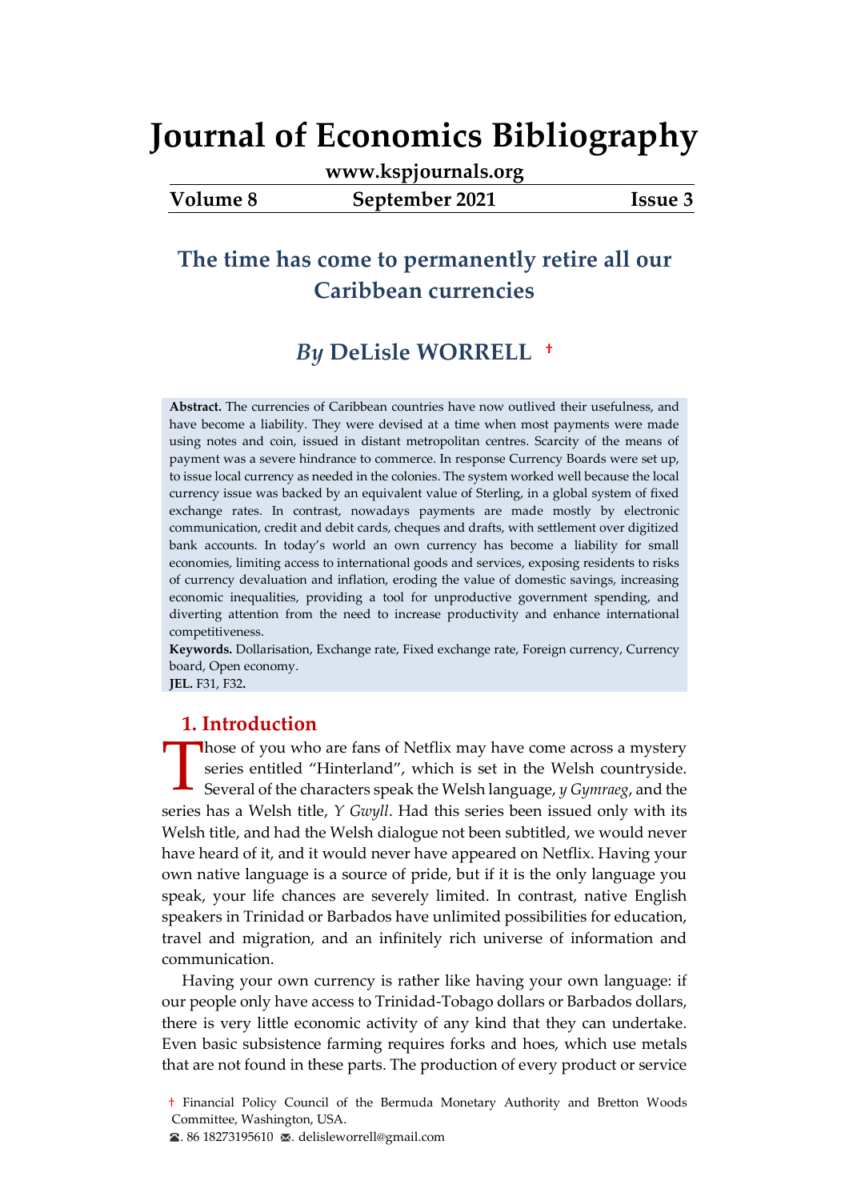# Journal of Economics Bibliography

www.kspjournals.org

Volume 8 September 2021 Issue 3

## The time has come to permanently retire all our Caribbean currencies

### *By* DeLisle WORRELL †

**Abstract.** The currencies of Caribbean countries have now outlived their usefulness, and have become a liability. They were devised at a time when most payments were made using notes and coin, issued in distant metropolitan centres. Scarcity of the means of payment was a severe hindrance to commerce. In response Currency Boards were set up, to issue local currency as needed in the colonies. The system worked well because the local currency issue was backed by an equivalent value of Sterling, in a global system of fixed exchange rates. In contrast, nowadays payments are made mostly by electronic communication, credit and debit cards, cheques and drafts, with settlement over digitized bank accounts. In today's world an own currency has become a liability for small economies, limiting access to international goods and services, exposing residents to risks of currency devaluation and inflation, eroding the value of domestic savings, increasing economic inequalities, providing a tool for unproductive government spending, and diverting attention from the need to increase productivity and enhance international competitiveness.

**Keywords.** Dollarisation, Exchange rate, Fixed exchange rate, Foreign currency, Currency board, Open economy.

**JEL.** F31, F32.

## 1. Introduction

Those of you who are fans of Netflix may have come across a mystery series entitled "Hinterland", which is set in the Welsh countryside. Several of the characters speak the Welsh language, *y Gymraeg*, and the series has a Welsh title, *Y Gwyll*. Had this series been issued only with its Welsh title, and had the Welsh dialogue not been subtitled, we would never have heard of it, and it would never have appeared on Netflix. Having your own native language is a source of pride, but if it is the only language you speak, your life chances are severely limited. In contrast, native English speakers in Trinidad or Barbados have unlimited possibilities for education, travel and migration, and an infinitely rich universe of information and communication.

Having your own currency is rather like having your own language: if our people only have access to Trinidad-Tobago dollars or Barbados dollars, there is very little economic activity of any kind that they can undertake. Even basic subsistence farming requires forks and hoes, which use metals that are not found in these parts. The production of every product or service

† Financial Policy Council of the Bermuda Monetary Authority and Bretton Woods Committee, Washington, USA.

☎. 86 18273195610 ✉. delisleworrell@gmail.com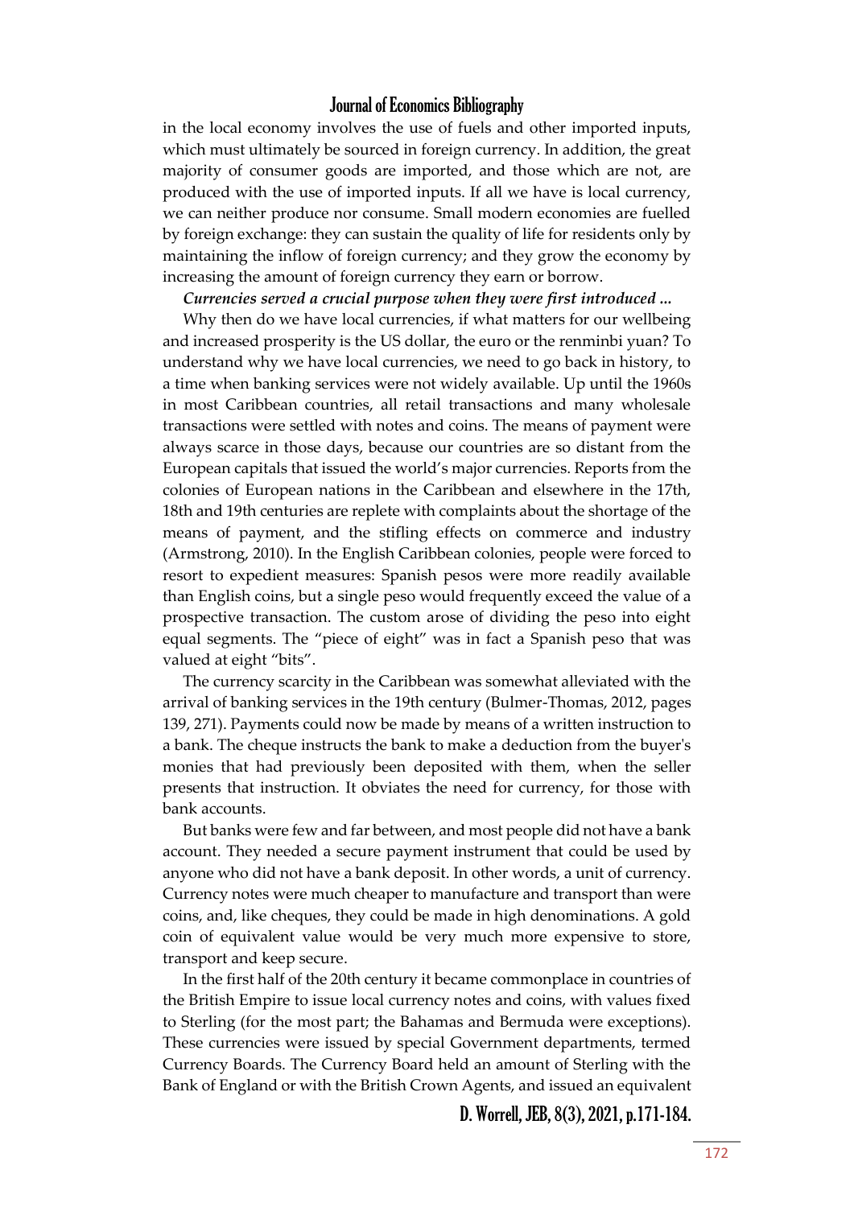in the local economy involves the use of fuels and other imported inputs, which must ultimately be sourced in foreign currency. In addition, the great majority of consumer goods are imported, and those which are not, are produced with the use of imported inputs. If all we have is local currency, we can neither produce nor consume. Small modern economies are fuelled by foreign exchange: they can sustain the quality of life for residents only by maintaining the inflow of foreign currency; and they grow the economy by increasing the amount of foreign currency they earn or borrow.

***Currencies served a crucial purpose when they were first introduced ...***

Why then do we have local currencies, if what matters for our wellbeing and increased prosperity is the US dollar, the euro or the renminbi yuan? To understand why we have local currencies, we need to go back in history, to a time when banking services were not widely available. Up until the 1960s in most Caribbean countries, all retail transactions and many wholesale transactions were settled with notes and coins. The means of payment were always scarce in those days, because our countries are so distant from the European capitals that issued the world's major currencies. Reports from the colonies of European nations in the Caribbean and elsewhere in the 17th, 18th and 19th centuries are replete with complaints about the shortage of the means of payment, and the stifling effects on commerce and industry (Armstrong, 2010). In the English Caribbean colonies, people were forced to resort to expedient measures: Spanish pesos were more readily available than English coins, but a single peso would frequently exceed the value of a prospective transaction. The custom arose of dividing the peso into eight equal segments. The "piece of eight" was in fact a Spanish peso that was valued at eight "bits".

The currency scarcity in the Caribbean was somewhat alleviated with the arrival of banking services in the 19th century (Bulmer-Thomas, 2012, pages 139, 271). Payments could now be made by means of a written instruction to a bank. The cheque instructs the bank to make a deduction from the buyer's monies that had previously been deposited with them, when the seller presents that instruction. It obviates the need for currency, for those with bank accounts.

But banks were few and far between, and most people did not have a bank account. They needed a secure payment instrument that could be used by anyone who did not have a bank deposit. In other words, a unit of currency. Currency notes were much cheaper to manufacture and transport than were coins, and, like cheques, they could be made in high denominations. A gold coin of equivalent value would be very much more expensive to store, transport and keep secure.

In the first half of the 20th century it became commonplace in countries of the British Empire to issue local currency notes and coins, with values fixed to Sterling (for the most part; the Bahamas and Bermuda were exceptions). These currencies were issued by special Government departments, termed Currency Boards. The Currency Board held an amount of Sterling with the Bank of England or with the British Crown Agents, and issued an equivalent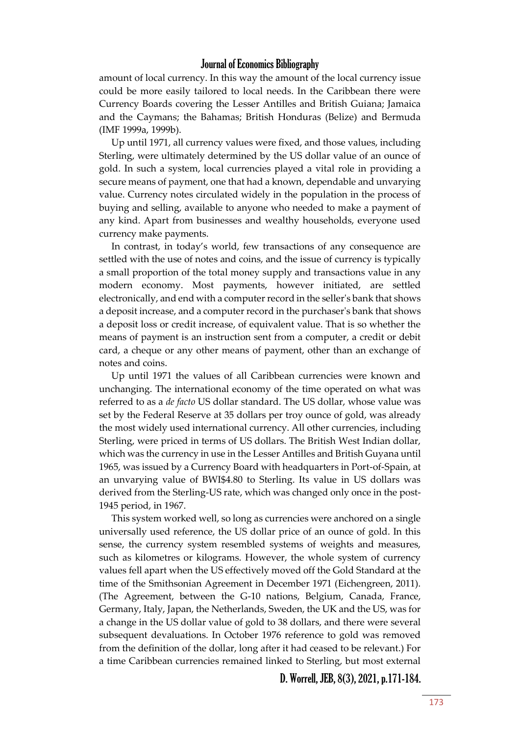amount of local currency. In this way the amount of the local currency issue could be more easily tailored to local needs. In the Caribbean there were Currency Boards covering the Lesser Antilles and British Guiana; Jamaica and the Caymans; the Bahamas; British Honduras (Belize) and Bermuda (IMF 1999a, 1999b).

Up until 1971, all currency values were fixed, and those values, including Sterling, were ultimately determined by the US dollar value of an ounce of gold. In such a system, local currencies played a vital role in providing a secure means of payment, one that had a known, dependable and unvarying value. Currency notes circulated widely in the population in the process of buying and selling, available to anyone who needed to make a payment of any kind. Apart from businesses and wealthy households, everyone used currency make payments.

In contrast, in today's world, few transactions of any consequence are settled with the use of notes and coins, and the issue of currency is typically a small proportion of the total money supply and transactions value in any modern economy. Most payments, however initiated, are settled electronically, and end with a computer record in the seller's bank that shows a deposit increase, and a computer record in the purchaser's bank that shows a deposit loss or credit increase, of equivalent value. That is so whether the means of payment is an instruction sent from a computer, a credit or debit card, a cheque or any other means of payment, other than an exchange of notes and coins.

Up until 1971 the values of all Caribbean currencies were known and unchanging. The international economy of the time operated on what was referred to as a *de facto* US dollar standard. The US dollar, whose value was set by the Federal Reserve at 35 dollars per troy ounce of gold, was already the most widely used international currency. All other currencies, including Sterling, were priced in terms of US dollars. The British West Indian dollar, which was the currency in use in the Lesser Antilles and British Guyana until 1965, was issued by a Currency Board with headquarters in Port-of-Spain, at an unvarying value of BWI$4.80 to Sterling. Its value in US dollars was derived from the Sterling-US rate, which was changed only once in the post-1945 period, in 1967.

This system worked well, so long as currencies were anchored on a single universally used reference, the US dollar price of an ounce of gold. In this sense, the currency system resembled systems of weights and measures, such as kilometres or kilograms. However, the whole system of currency values fell apart when the US effectively moved off the Gold Standard at the time of the Smithsonian Agreement in December 1971 (Eichengreen, 2011). (The Agreement, between the G-10 nations, Belgium, Canada, France, Germany, Italy, Japan, the Netherlands, Sweden, the UK and the US, was for a change in the US dollar value of gold to 38 dollars, and there were several subsequent devaluations. In October 1976 reference to gold was removed from the definition of the dollar, long after it had ceased to be relevant.) For a time Caribbean currencies remained linked to Sterling, but most external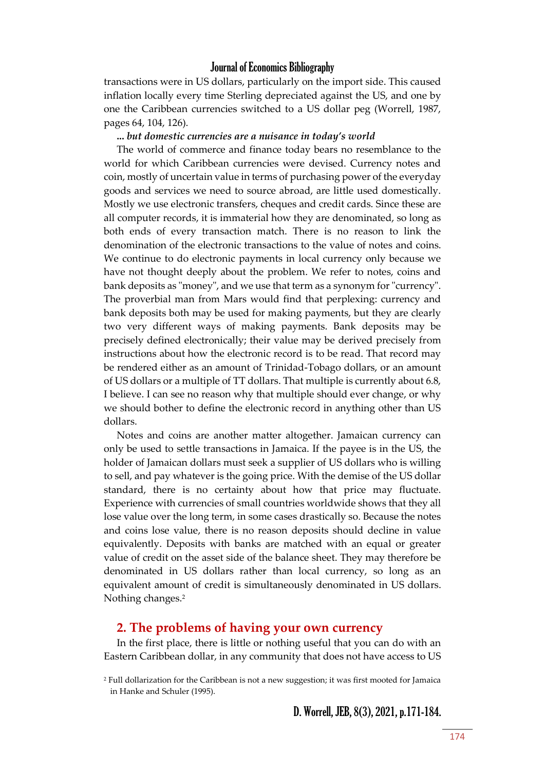transactions were in US dollars, particularly on the import side. This caused inflation locally every time Sterling depreciated against the US, and one by one the Caribbean currencies switched to a US dollar peg (Worrell, 1987, pages 64, 104, 126).

***... but domestic currencies are a nuisance in today's world***

The world of commerce and finance today bears no resemblance to the world for which Caribbean currencies were devised. Currency notes and coin, mostly of uncertain value in terms of purchasing power of the everyday goods and services we need to source abroad, are little used domestically. Mostly we use electronic transfers, cheques and credit cards. Since these are all computer records, it is immaterial how they are denominated, so long as both ends of every transaction match. There is no reason to link the denomination of the electronic transactions to the value of notes and coins. We continue to do electronic payments in local currency only because we have not thought deeply about the problem. We refer to notes, coins and bank deposits as "money", and we use that term as a synonym for "currency". The proverbial man from Mars would find that perplexing: currency and bank deposits both may be used for making payments, but they are clearly two very different ways of making payments. Bank deposits may be precisely defined electronically; their value may be derived precisely from instructions about how the electronic record is to be read. That record may be rendered either as an amount of Trinidad-Tobago dollars, or an amount of US dollars or a multiple of TT dollars. That multiple is currently about 6.8, I believe. I can see no reason why that multiple should ever change, or why we should bother to define the electronic record in anything other than US dollars.

Notes and coins are another matter altogether. Jamaican currency can only be used to settle transactions in Jamaica. If the payee is in the US, the holder of Jamaican dollars must seek a supplier of US dollars who is willing to sell, and pay whatever is the going price. With the demise of the US dollar standard, there is no certainty about how that price may fluctuate. Experience with currencies of small countries worldwide shows that they all lose value over the long term, in some cases drastically so. Because the notes and coins lose value, there is no reason deposits should decline in value equivalently. Deposits with banks are matched with an equal or greater value of credit on the asset side of the balance sheet. They may therefore be denominated in US dollars rather than local currency, so long as an equivalent amount of credit is simultaneously denominated in US dollars. Nothing changes.[2]

## 2. The problems of having your own currency

In the first place, there is little or nothing useful that you can do with an Eastern Caribbean dollar, in any community that does not have access to US

[2] Full dollarization for the Caribbean is not a new suggestion; it was first mooted for Jamaica in Hanke and Schuler (1995).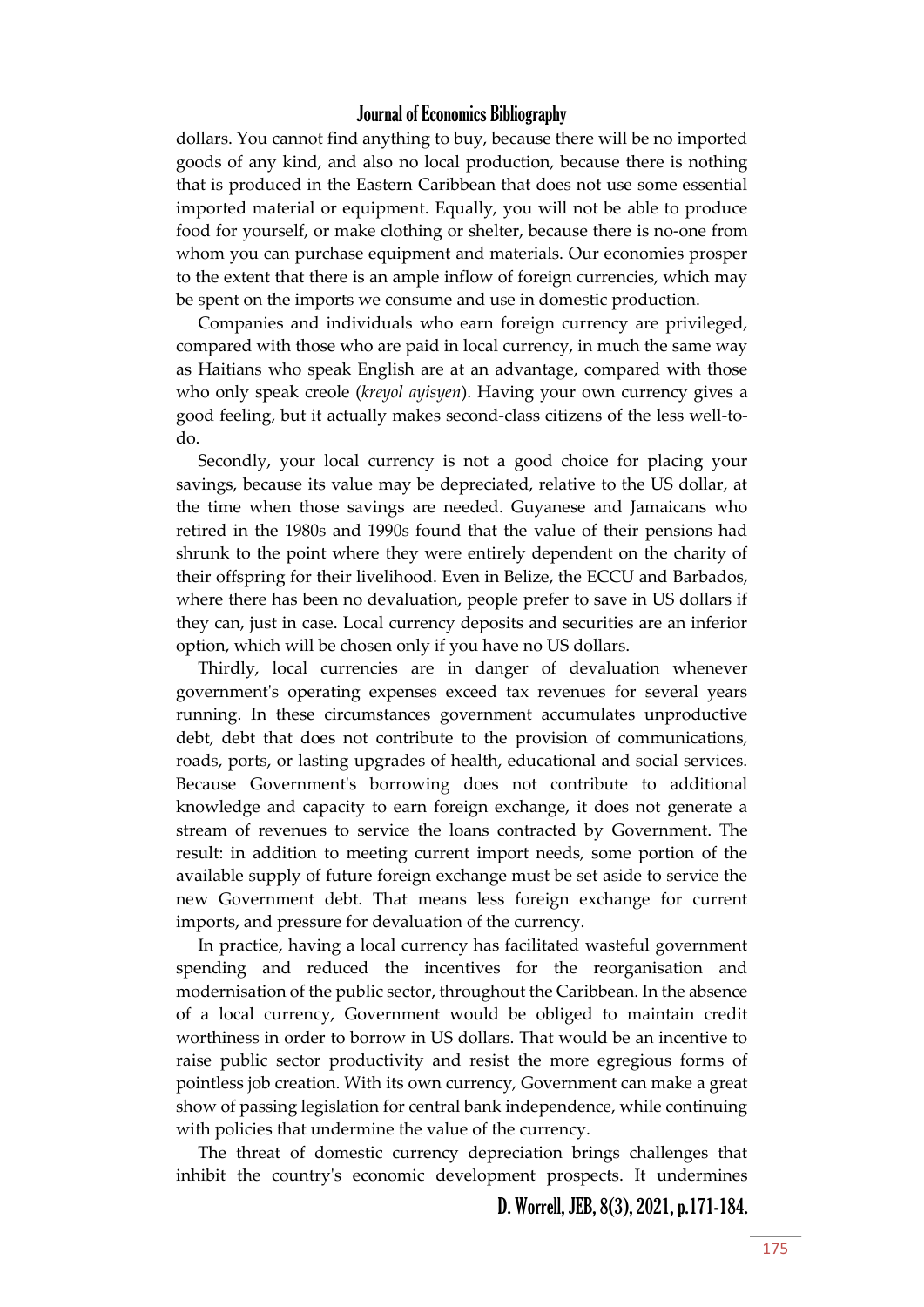dollars. You cannot find anything to buy, because there will be no imported goods of any kind, and also no local production, because there is nothing that is produced in the Eastern Caribbean that does not use some essential imported material or equipment. Equally, you will not be able to produce food for yourself, or make clothing or shelter, because there is no-one from whom you can purchase equipment and materials. Our economies prosper to the extent that there is an ample inflow of foreign currencies, which may be spent on the imports we consume and use in domestic production.

Companies and individuals who earn foreign currency are privileged, compared with those who are paid in local currency, in much the same way as Haitians who speak English are at an advantage, compared with those who only speak creole (*kreyol ayisyen*). Having your own currency gives a good feeling, but it actually makes second-class citizens of the less well-to-do.

Secondly, your local currency is not a good choice for placing your savings, because its value may be depreciated, relative to the US dollar, at the time when those savings are needed. Guyanese and Jamaicans who retired in the 1980s and 1990s found that the value of their pensions had shrunk to the point where they were entirely dependent on the charity of their offspring for their livelihood. Even in Belize, the ECCU and Barbados, where there has been no devaluation, people prefer to save in US dollars if they can, just in case. Local currency deposits and securities are an inferior option, which will be chosen only if you have no US dollars.

Thirdly, local currencies are in danger of devaluation whenever government's operating expenses exceed tax revenues for several years running. In these circumstances government accumulates unproductive debt, debt that does not contribute to the provision of communications, roads, ports, or lasting upgrades of health, educational and social services. Because Government's borrowing does not contribute to additional knowledge and capacity to earn foreign exchange, it does not generate a stream of revenues to service the loans contracted by Government. The result: in addition to meeting current import needs, some portion of the available supply of future foreign exchange must be set aside to service the new Government debt. That means less foreign exchange for current imports, and pressure for devaluation of the currency.

In practice, having a local currency has facilitated wasteful government spending and reduced the incentives for the reorganisation and modernisation of the public sector, throughout the Caribbean. In the absence of a local currency, Government would be obliged to maintain credit worthiness in order to borrow in US dollars. That would be an incentive to raise public sector productivity and resist the more egregious forms of pointless job creation. With its own currency, Government can make a great show of passing legislation for central bank independence, while continuing with policies that undermine the value of the currency.

The threat of domestic currency depreciation brings challenges that inhibit the country's economic development prospects. It undermines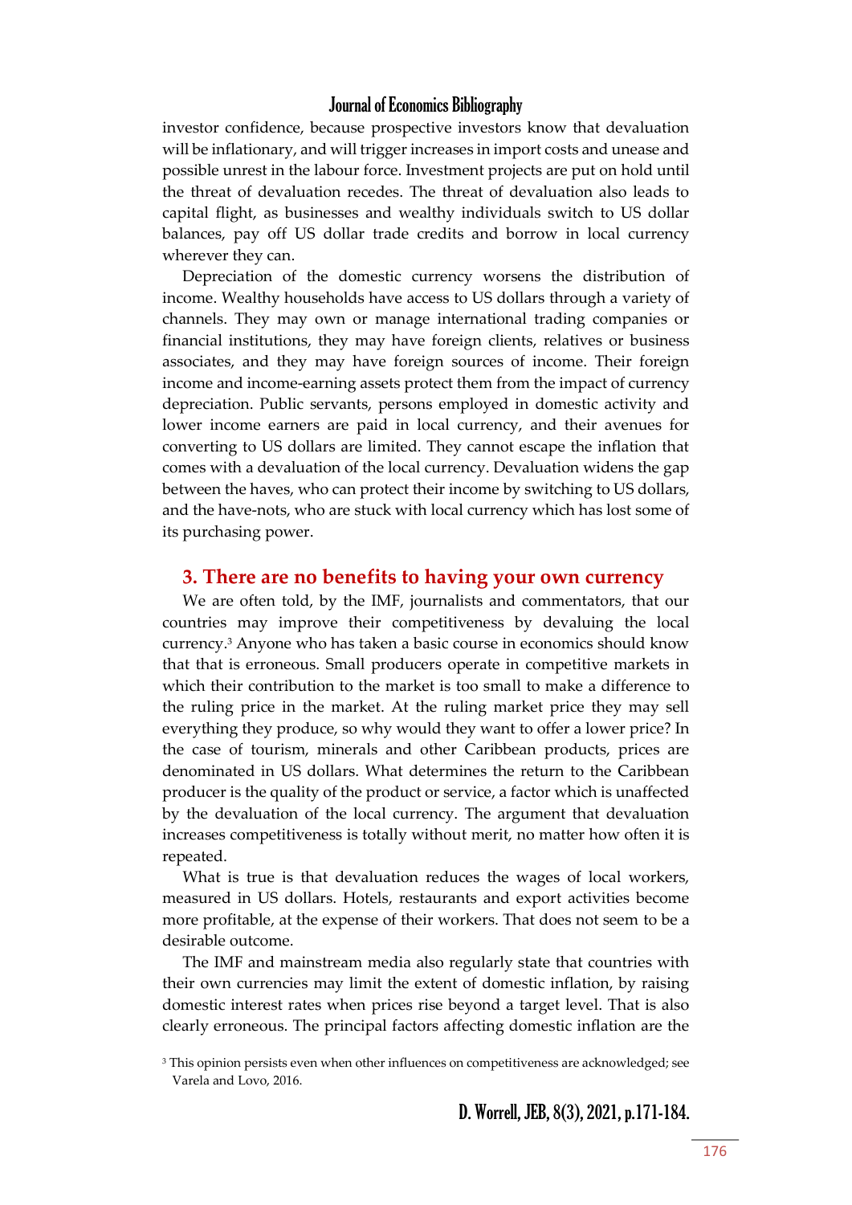investor confidence, because prospective investors know that devaluation will be inflationary, and will trigger increases in import costs and unease and possible unrest in the labour force. Investment projects are put on hold until the threat of devaluation recedes. The threat of devaluation also leads to capital flight, as businesses and wealthy individuals switch to US dollar balances, pay off US dollar trade credits and borrow in local currency wherever they can.

Depreciation of the domestic currency worsens the distribution of income. Wealthy households have access to US dollars through a variety of channels. They may own or manage international trading companies or financial institutions, they may have foreign clients, relatives or business associates, and they may have foreign sources of income. Their foreign income and income-earning assets protect them from the impact of currency depreciation. Public servants, persons employed in domestic activity and lower income earners are paid in local currency, and their avenues for converting to US dollars are limited. They cannot escape the inflation that comes with a devaluation of the local currency. Devaluation widens the gap between the haves, who can protect their income by switching to US dollars, and the have-nots, who are stuck with local currency which has lost some of its purchasing power.

## 3. There are no benefits to having your own currency

We are often told, by the IMF, journalists and commentators, that our countries may improve their competitiveness by devaluing the local currency.[3] Anyone who has taken a basic course in economics should know that that is erroneous. Small producers operate in competitive markets in which their contribution to the market is too small to make a difference to the ruling price in the market. At the ruling market price they may sell everything they produce, so why would they want to offer a lower price? In the case of tourism, minerals and other Caribbean products, prices are denominated in US dollars. What determines the return to the Caribbean producer is the quality of the product or service, a factor which is unaffected by the devaluation of the local currency. The argument that devaluation increases competitiveness is totally without merit, no matter how often it is repeated.

What is true is that devaluation reduces the wages of local workers, measured in US dollars. Hotels, restaurants and export activities become more profitable, at the expense of their workers. That does not seem to be a desirable outcome.

The IMF and mainstream media also regularly state that countries with their own currencies may limit the extent of domestic inflation, by raising domestic interest rates when prices rise beyond a target level. That is also clearly erroneous. The principal factors affecting domestic inflation are the

[3] This opinion persists even when other influences on competitiveness are acknowledged; see Varela and Lovo, 2016.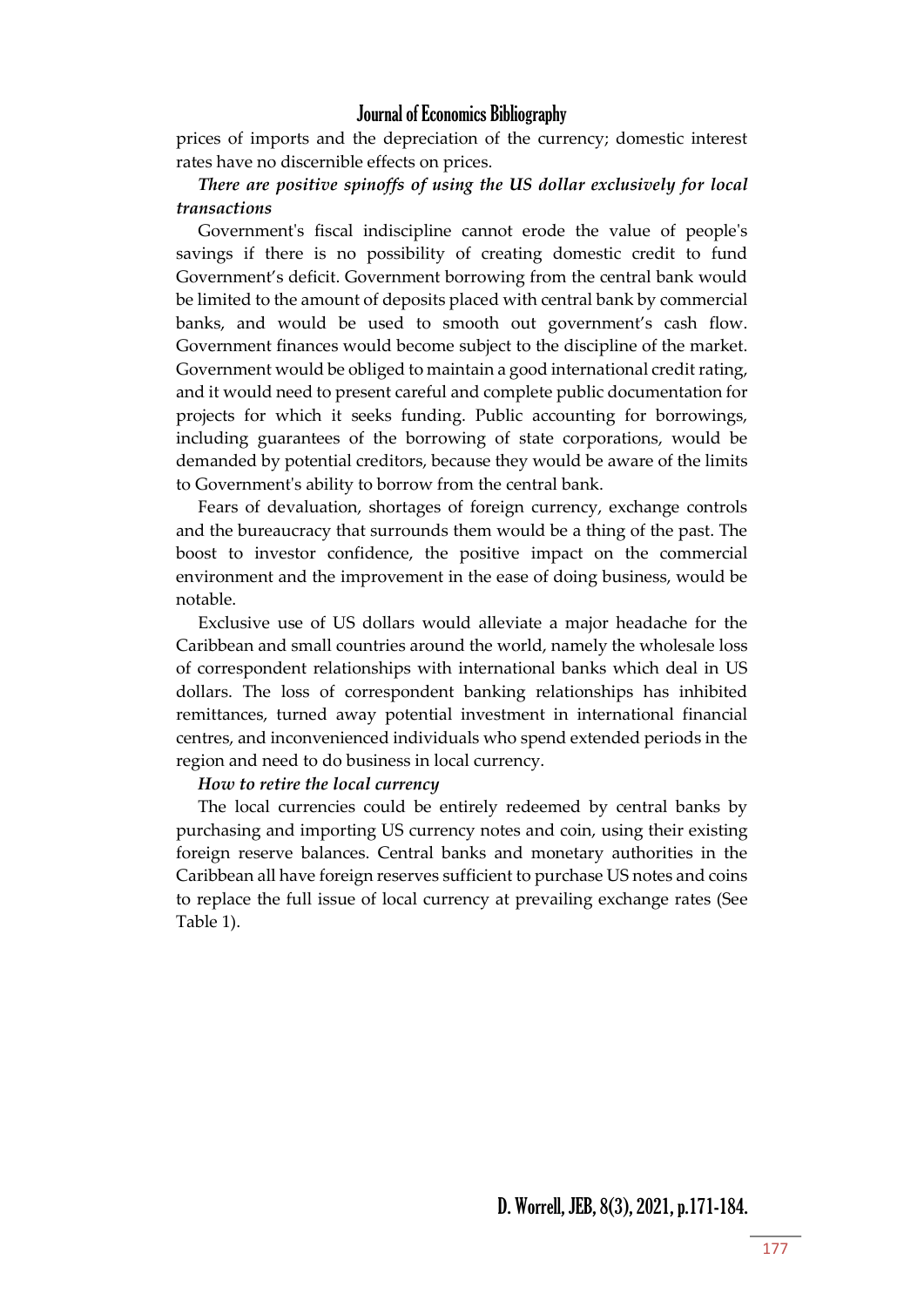prices of imports and the depreciation of the currency; domestic interest rates have no discernible effects on prices.

***There are positive spinoffs of using the US dollar exclusively for local transactions***

Government's fiscal indiscipline cannot erode the value of people's savings if there is no possibility of creating domestic credit to fund Government's deficit. Government borrowing from the central bank would be limited to the amount of deposits placed with central bank by commercial banks, and would be used to smooth out government's cash flow. Government finances would become subject to the discipline of the market. Government would be obliged to maintain a good international credit rating, and it would need to present careful and complete public documentation for projects for which it seeks funding. Public accounting for borrowings, including guarantees of the borrowing of state corporations, would be demanded by potential creditors, because they would be aware of the limits to Government's ability to borrow from the central bank.

Fears of devaluation, shortages of foreign currency, exchange controls and the bureaucracy that surrounds them would be a thing of the past. The boost to investor confidence, the positive impact on the commercial environment and the improvement in the ease of doing business, would be notable.

Exclusive use of US dollars would alleviate a major headache for the Caribbean and small countries around the world, namely the wholesale loss of correspondent relationships with international banks which deal in US dollars. The loss of correspondent banking relationships has inhibited remittances, turned away potential investment in international financial centres, and inconvenienced individuals who spend extended periods in the region and need to do business in local currency.

***How to retire the local currency***

The local currencies could be entirely redeemed by central banks by purchasing and importing US currency notes and coin, using their existing foreign reserve balances. Central banks and monetary authorities in the Caribbean all have foreign reserves sufficient to purchase US notes and coins to replace the full issue of local currency at prevailing exchange rates (See Table 1).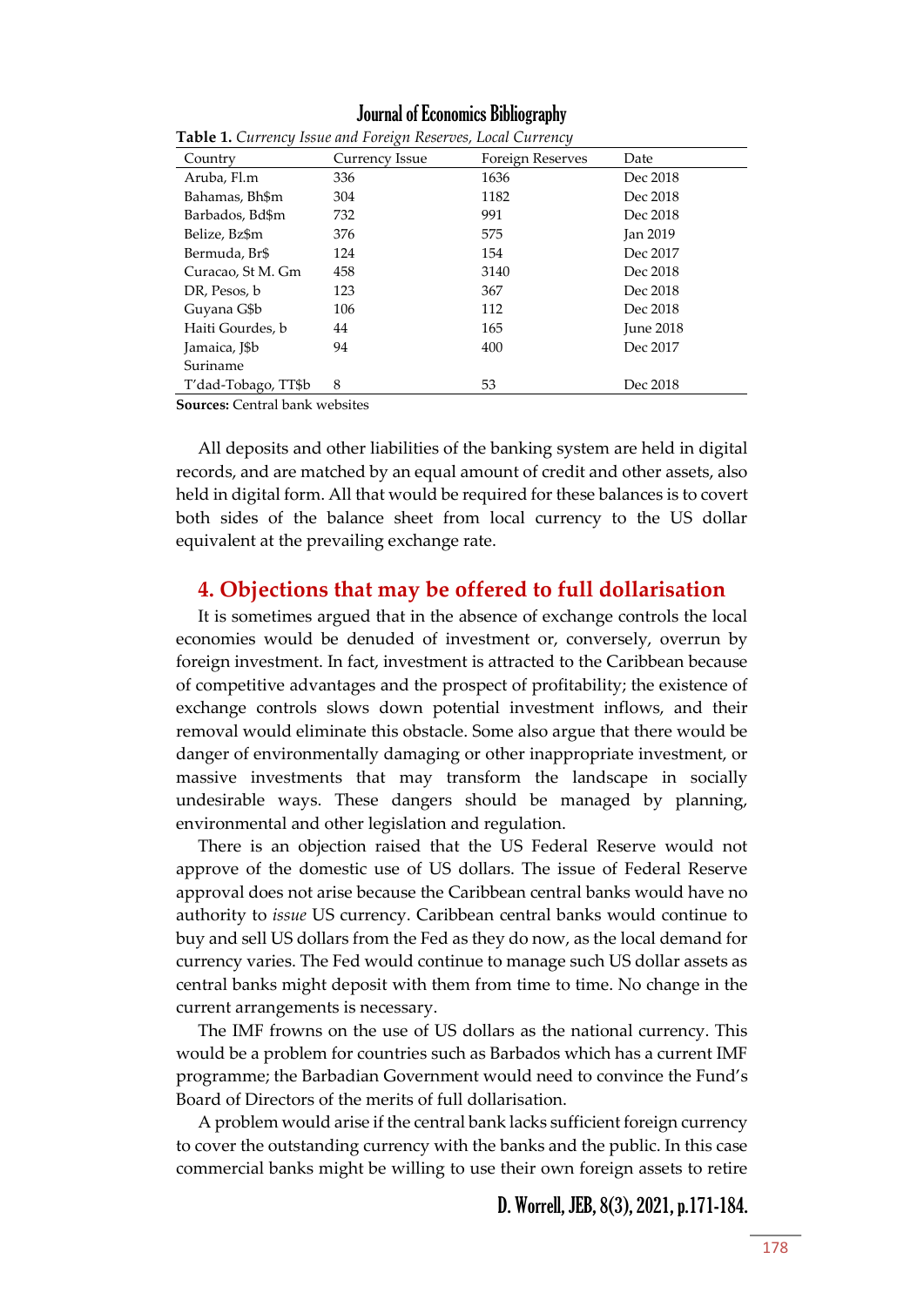**Table 1.** *Currency Issue and Foreign Reserves, Local Currency*

| Country | Currency Issue | Foreign Reserves | Date |
|---|---|---|---|
| Aruba, Fl.m | 336 | 1636 | Dec 2018 |
| Bahamas, Bh$m | 304 | 1182 | Dec 2018 |
| Barbados, Bd$m | 732 | 991 | Dec 2018 |
| Belize, Bz$m | 376 | 575 | Jan 2019 |
| Bermuda, Br$ | 124 | 154 | Dec 2017 |
| Curacao, St M. Gm | 458 | 3140 | Dec 2018 |
| DR, Pesos, b | 123 | 367 | Dec 2018 |
| Guyana G$b | 106 | 112 | Dec 2018 |
| Haiti Gourdes, b | 44 | 165 | June 2018 |
| Jamaica, J$b | 94 | 400 | Dec 2017 |
| Suriname | | | |
| T'dad-Tobago, TT$b | 8 | 53 | Dec 2018 |

**Sources:** Central bank websites

All deposits and other liabilities of the banking system are held in digital records, and are matched by an equal amount of credit and other assets, also held in digital form. All that would be required for these balances is to covert both sides of the balance sheet from local currency to the US dollar equivalent at the prevailing exchange rate.

## 4. Objections that may be offered to full dollarisation

It is sometimes argued that in the absence of exchange controls the local economies would be denuded of investment or, conversely, overrun by foreign investment. In fact, investment is attracted to the Caribbean because of competitive advantages and the prospect of profitability; the existence of exchange controls slows down potential investment inflows, and their removal would eliminate this obstacle. Some also argue that there would be danger of environmentally damaging or other inappropriate investment, or massive investments that may transform the landscape in socially undesirable ways. These dangers should be managed by planning, environmental and other legislation and regulation.

There is an objection raised that the US Federal Reserve would not approve of the domestic use of US dollars. The issue of Federal Reserve approval does not arise because the Caribbean central banks would have no authority to *issue* US currency. Caribbean central banks would continue to buy and sell US dollars from the Fed as they do now, as the local demand for currency varies. The Fed would continue to manage such US dollar assets as central banks might deposit with them from time to time. No change in the current arrangements is necessary.

The IMF frowns on the use of US dollars as the national currency. This would be a problem for countries such as Barbados which has a current IMF programme; the Barbadian Government would need to convince the Fund's Board of Directors of the merits of full dollarisation.

A problem would arise if the central bank lacks sufficient foreign currency to cover the outstanding currency with the banks and the public. In this case commercial banks might be willing to use their own foreign assets to retire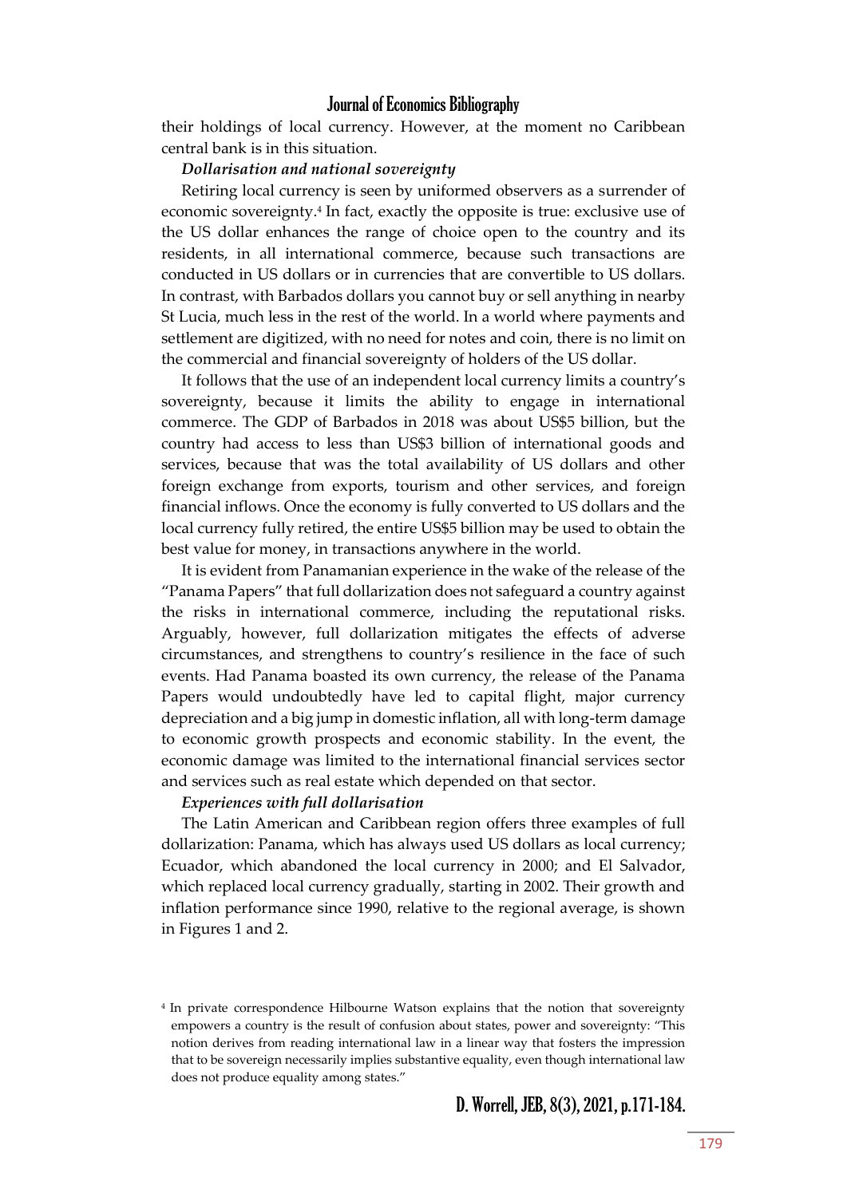their holdings of local currency. However, at the moment no Caribbean central bank is in this situation.

***Dollarisation and national sovereignty***

Retiring local currency is seen by uniformed observers as a surrender of economic sovereignty.[4] In fact, exactly the opposite is true: exclusive use of the US dollar enhances the range of choice open to the country and its residents, in all international commerce, because such transactions are conducted in US dollars or in currencies that are convertible to US dollars. In contrast, with Barbados dollars you cannot buy or sell anything in nearby St Lucia, much less in the rest of the world. In a world where payments and settlement are digitized, with no need for notes and coin, there is no limit on the commercial and financial sovereignty of holders of the US dollar.

It follows that the use of an independent local currency limits a country's sovereignty, because it limits the ability to engage in international commerce. The GDP of Barbados in 2018 was about US$5 billion, but the country had access to less than US$3 billion of international goods and services, because that was the total availability of US dollars and other foreign exchange from exports, tourism and other services, and foreign financial inflows. Once the economy is fully converted to US dollars and the local currency fully retired, the entire US$5 billion may be used to obtain the best value for money, in transactions anywhere in the world.

It is evident from Panamanian experience in the wake of the release of the "Panama Papers" that full dollarization does not safeguard a country against the risks in international commerce, including the reputational risks. Arguably, however, full dollarization mitigates the effects of adverse circumstances, and strengthens to country's resilience in the face of such events. Had Panama boasted its own currency, the release of the Panama Papers would undoubtedly have led to capital flight, major currency depreciation and a big jump in domestic inflation, all with long-term damage to economic growth prospects and economic stability. In the event, the economic damage was limited to the international financial services sector and services such as real estate which depended on that sector.

***Experiences with full dollarisation***

The Latin American and Caribbean region offers three examples of full dollarization: Panama, which has always used US dollars as local currency; Ecuador, which abandoned the local currency in 2000; and El Salvador, which replaced local currency gradually, starting in 2002. Their growth and inflation performance since 1990, relative to the regional average, is shown in Figures 1 and 2.

[4] In private correspondence Hilbourne Watson explains that the notion that sovereignty empowers a country is the result of confusion about states, power and sovereignty: "This notion derives from reading international law in a linear way that fosters the impression that to be sovereign necessarily implies substantive equality, even though international law does not produce equality among states."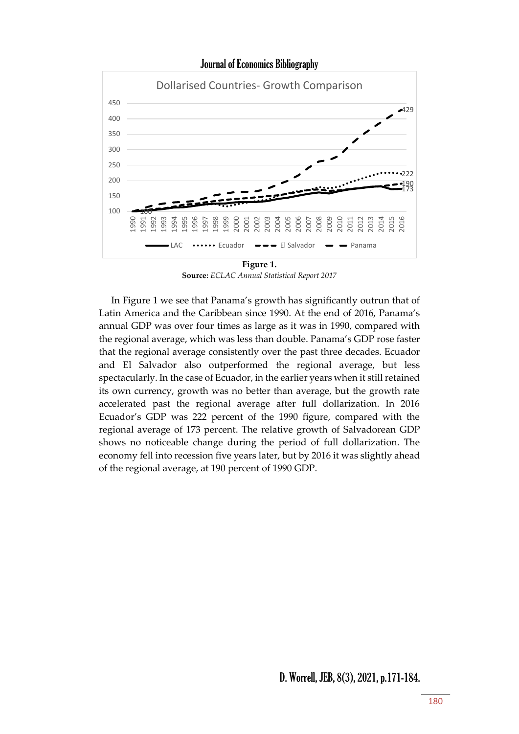**Figure 1.**
**Source:** *ECLAC Annual Statistical Report 2017*

In Figure 1 we see that Panama's growth has significantly outrun that of Latin America and the Caribbean since 1990. At the end of 2016, Panama's annual GDP was over four times as large as it was in 1990, compared with the regional average, which was less than double. Panama's GDP rose faster that the regional average consistently over the past three decades. Ecuador and El Salvador also outperformed the regional average, but less spectacularly. In the case of Ecuador, in the earlier years when it still retained its own currency, growth was no better than average, but the growth rate accelerated past the regional average after full dollarization. In 2016 Ecuador's GDP was 222 percent of the 1990 figure, compared with the regional average of 173 percent. The relative growth of Salvadorean GDP shows no noticeable change during the period of full dollarization. The economy fell into recession five years later, but by 2016 it was slightly ahead of the regional average, at 190 percent of 1990 GDP.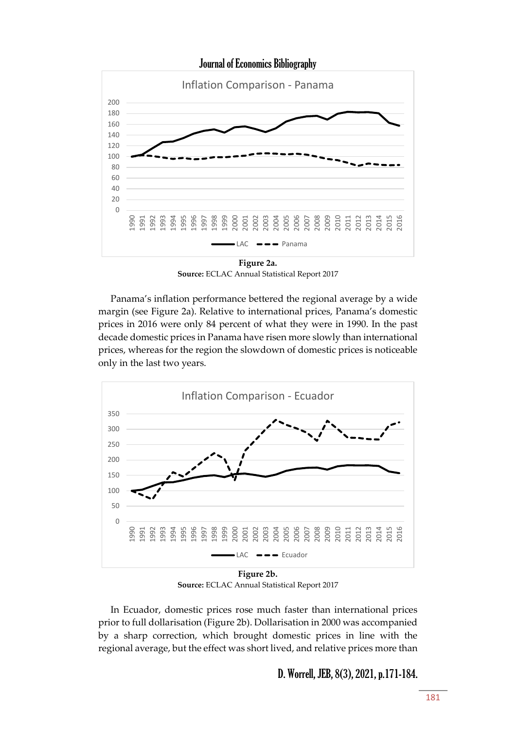**Figure 2a.**
**Source:** ECLAC Annual Statistical Report 2017

Panama's inflation performance bettered the regional average by a wide margin (see Figure 2a). Relative to international prices, Panama's domestic prices in 2016 were only 84 percent of what they were in 1990. In the past decade domestic prices in Panama have risen more slowly than international prices, whereas for the region the slowdown of domestic prices is noticeable only in the last two years.

**Figure 2b.**
**Source:** ECLAC Annual Statistical Report 2017

In Ecuador, domestic prices rose much faster than international prices prior to full dollarisation (Figure 2b). Dollarisation in 2000 was accompanied by a sharp correction, which brought domestic prices in line with the regional average, but the effect was short lived, and relative prices more than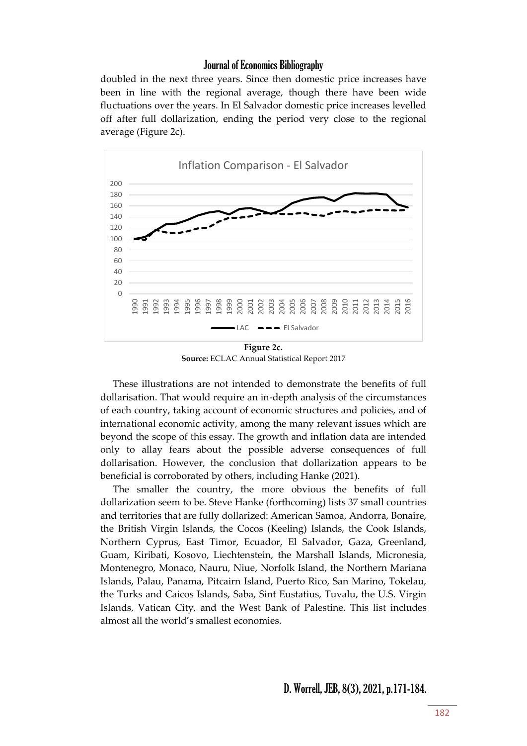doubled in the next three years. Since then domestic price increases have been in line with the regional average, though there have been wide fluctuations over the years. In El Salvador domestic price increases levelled off after full dollarization, ending the period very close to the regional average (Figure 2c).

**Figure 2c.**
**Source:** ECLAC Annual Statistical Report 2017

These illustrations are not intended to demonstrate the benefits of full dollarisation. That would require an in-depth analysis of the circumstances of each country, taking account of economic structures and policies, and of international economic activity, among the many relevant issues which are beyond the scope of this essay. The growth and inflation data are intended only to allay fears about the possible adverse consequences of full dollarisation. However, the conclusion that dollarization appears to be beneficial is corroborated by others, including Hanke (2021).

The smaller the country, the more obvious the benefits of full dollarization seem to be. Steve Hanke (forthcoming) lists 37 small countries and territories that are fully dollarized: American Samoa, Andorra, Bonaire, the British Virgin Islands, the Cocos (Keeling) Islands, the Cook Islands, Northern Cyprus, East Timor, Ecuador, El Salvador, Gaza, Greenland, Guam, Kiribati, Kosovo, Liechtenstein, the Marshall Islands, Micronesia, Montenegro, Monaco, Nauru, Niue, Norfolk Island, the Northern Mariana Islands, Palau, Panama, Pitcairn Island, Puerto Rico, San Marino, Tokelau, the Turks and Caicos Islands, Saba, Sint Eustatius, Tuvalu, the U.S. Virgin Islands, Vatican City, and the West Bank of Palestine. This list includes almost all the world's smallest economies.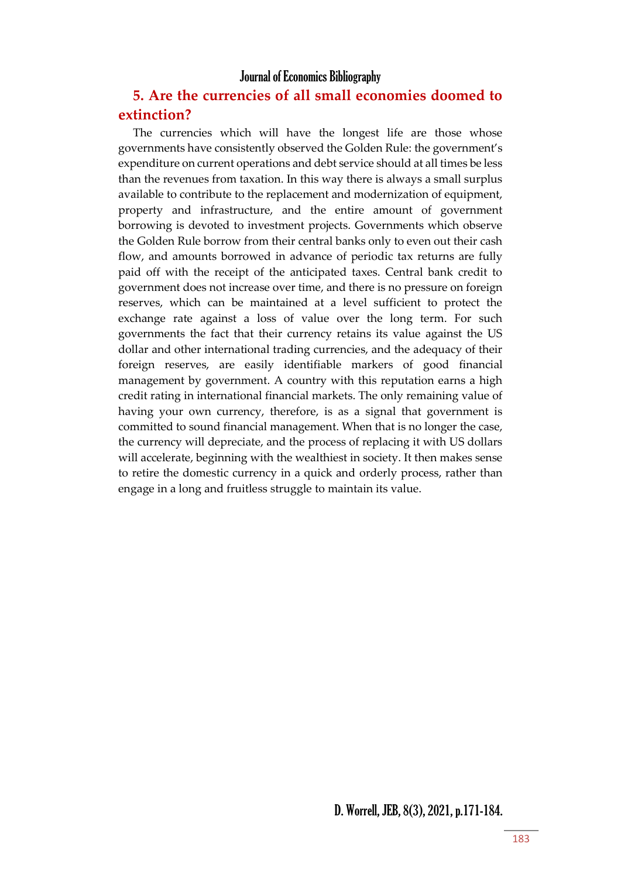## 5. Are the currencies of all small economies doomed to extinction?

The currencies which will have the longest life are those whose governments have consistently observed the Golden Rule: the government's expenditure on current operations and debt service should at all times be less than the revenues from taxation. In this way there is always a small surplus available to contribute to the replacement and modernization of equipment, property and infrastructure, and the entire amount of government borrowing is devoted to investment projects. Governments which observe the Golden Rule borrow from their central banks only to even out their cash flow, and amounts borrowed in advance of periodic tax returns are fully paid off with the receipt of the anticipated taxes. Central bank credit to government does not increase over time, and there is no pressure on foreign reserves, which can be maintained at a level sufficient to protect the exchange rate against a loss of value over the long term. For such governments the fact that their currency retains its value against the US dollar and other international trading currencies, and the adequacy of their foreign reserves, are easily identifiable markers of good financial management by government. A country with this reputation earns a high credit rating in international financial markets. The only remaining value of having your own currency, therefore, is as a signal that government is committed to sound financial management. When that is no longer the case, the currency will depreciate, and the process of replacing it with US dollars will accelerate, beginning with the wealthiest in society. It then makes sense to retire the domestic currency in a quick and orderly process, rather than engage in a long and fruitless struggle to maintain its value.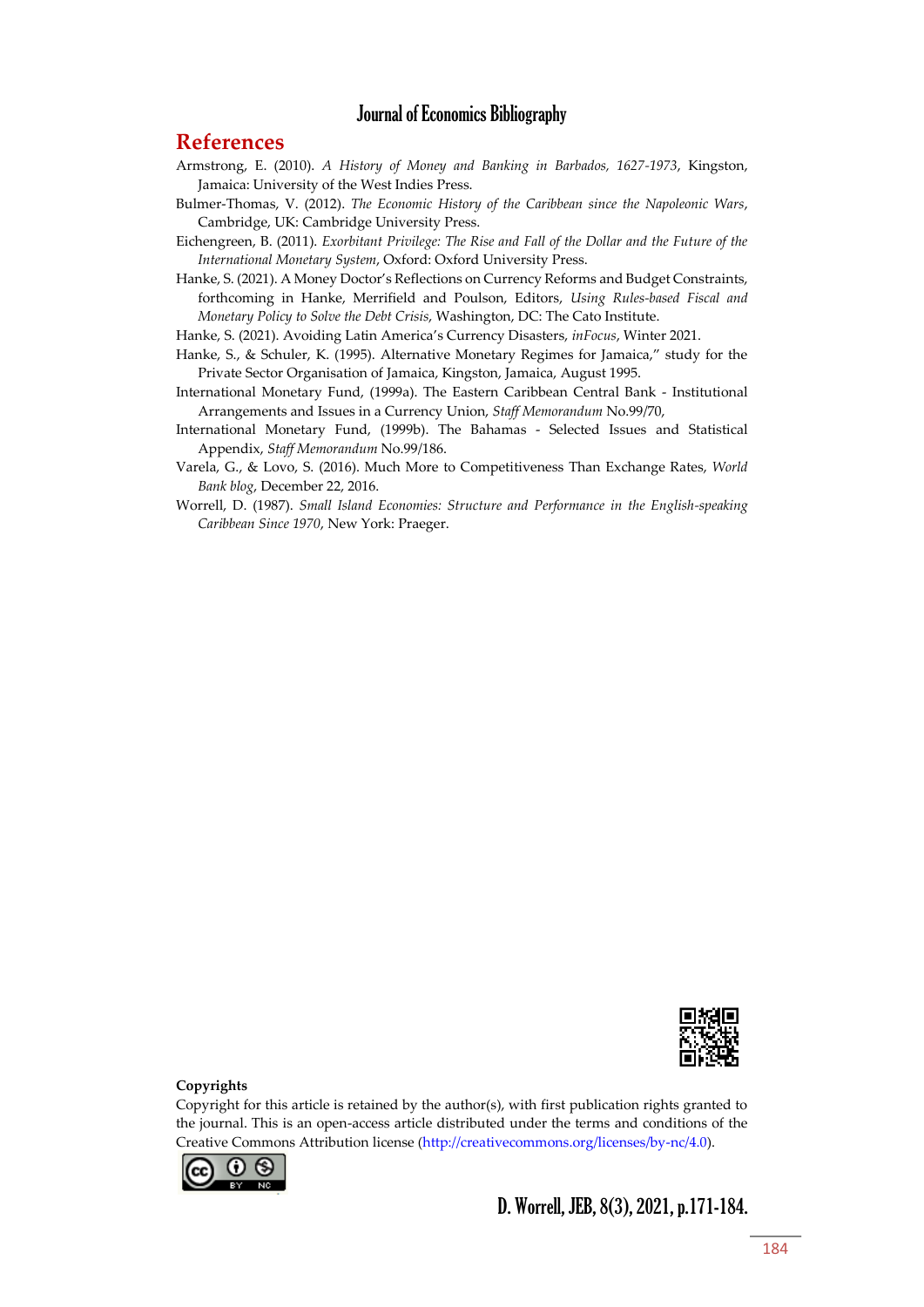## References

Armstrong, E. (2010). *A History of Money and Banking in Barbados, 1627-1973*, Kingston, Jamaica: University of the West Indies Press.

Bulmer-Thomas, V. (2012). *The Economic History of the Caribbean since the Napoleonic Wars*, Cambridge, UK: Cambridge University Press.

Eichengreen, B. (2011). *Exorbitant Privilege: The Rise and Fall of the Dollar and the Future of the International Monetary System*, Oxford: Oxford University Press.

Hanke, S. (2021). A Money Doctor's Reflections on Currency Reforms and Budget Constraints, forthcoming in Hanke, Merrifield and Poulson, Editors, *Using Rules-based Fiscal and Monetary Policy to Solve the Debt Crisis*, Washington, DC: The Cato Institute.

Hanke, S. (2021). Avoiding Latin America's Currency Disasters, *inFocus*, Winter 2021.

Hanke, S., & Schuler, K. (1995). Alternative Monetary Regimes for Jamaica," study for the Private Sector Organisation of Jamaica, Kingston, Jamaica, August 1995.

International Monetary Fund, (1999a). The Eastern Caribbean Central Bank - Institutional Arrangements and Issues in a Currency Union, *Staff Memorandum* No.99/70,

International Monetary Fund, (1999b). The Bahamas - Selected Issues and Statistical Appendix, *Staff Memorandum* No.99/186.

Varela, G., & Lovo, S. (2016). Much More to Competitiveness Than Exchange Rates, *World Bank blog*, December 22, 2016.

Worrell, D. (1987). *Small Island Economies: Structure and Performance in the English-speaking Caribbean Since 1970*, New York: Praeger.

**Copyrights**

Copyright for this article is retained by the author(s), with first publication rights granted to the journal. This is an open-access article distributed under the terms and conditions of the Creative Commons Attribution license (http://creativecommons.org/licenses/by-nc/4.0).